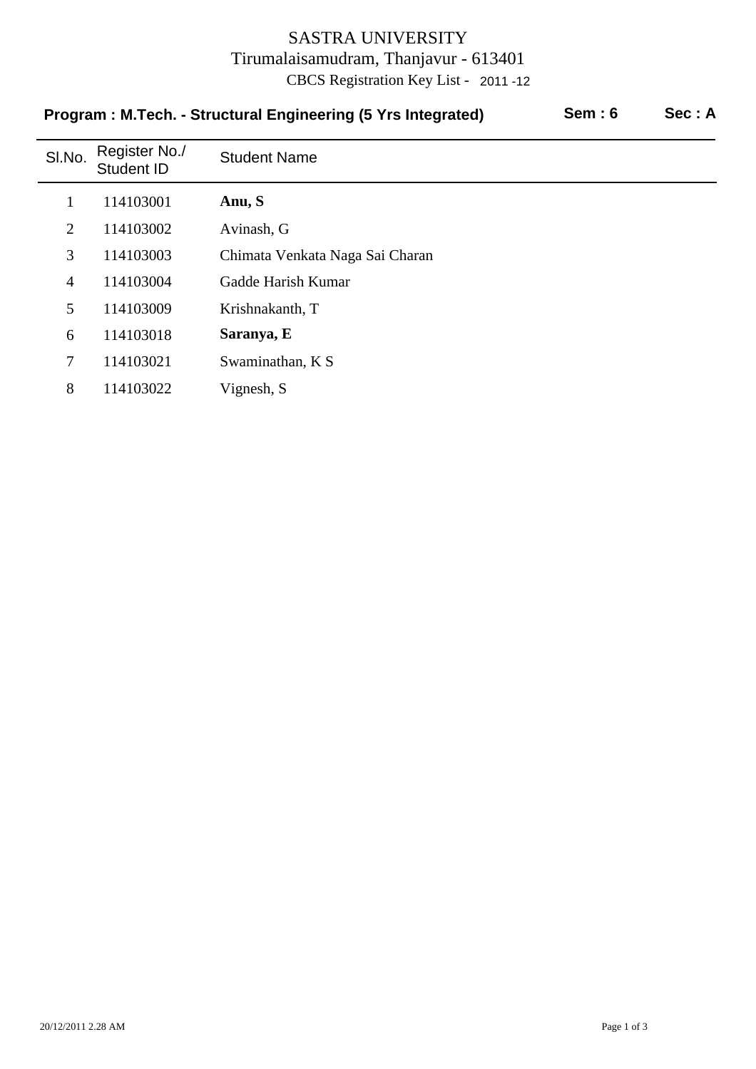# SASTRA UNIVERSITY

Tirumalaisamudram, Thanjavur - 613401

CBCS Registration Key List - 2011 -12

**Program : M.Tech. - Structural Engineering (5 Yrs Integrated)** **Sem : 6** **Sec : A**

| Sl.No. | Register No./ Student ID | Student Name |
|---|---|---|
| 1 | 114103001 | **Anu, S** |
| 2 | 114103002 | Avinash, G |
| 3 | 114103003 | Chimata Venkata Naga Sai Charan |
| 4 | 114103004 | Gadde Harish Kumar |
| 5 | 114103009 | Krishnakanth, T |
| 6 | 114103018 | **Saranya, E** |
| 7 | 114103021 | Swaminathan, K S |
| 8 | 114103022 | Vignesh, S |

20/12/2011 2.28 AM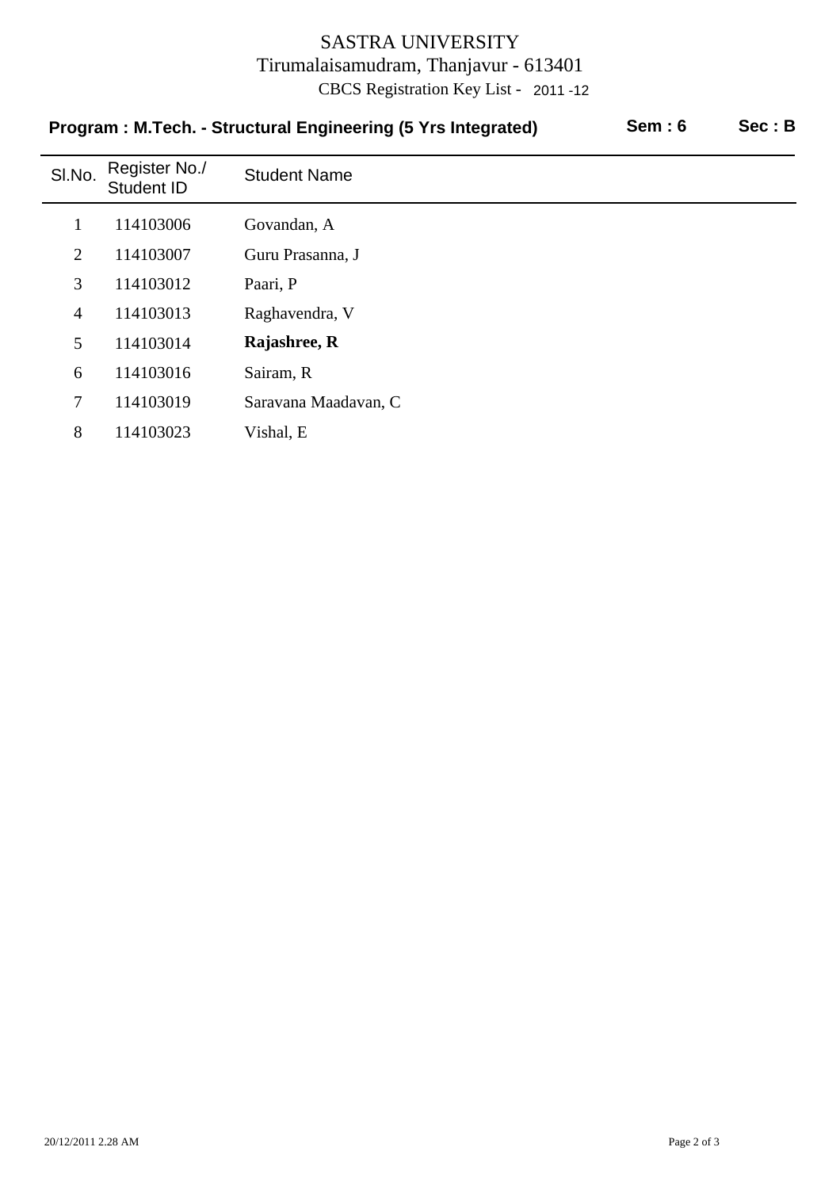# SASTRA UNIVERSITY

Tirumalaisamudram, Thanjavur - 613401

CBCS Registration Key List - 2011 -12

**Program : M.Tech. - Structural Engineering (5 Yrs Integrated)** **Sem : 6** **Sec : B**

| Sl.No. | Register No./ Student ID | Student Name |
|---|---|---|
| 1 | 114103006 | Govandan, A |
| 2 | 114103007 | Guru Prasanna, J |
| 3 | 114103012 | Paari, P |
| 4 | 114103013 | Raghavendra, V |
| 5 | 114103014 | **Rajashree, R** |
| 6 | 114103016 | Sairam, R |
| 7 | 114103019 | Saravana Maadavan, C |
| 8 | 114103023 | Vishal, E |

20/12/2011 2.28 AM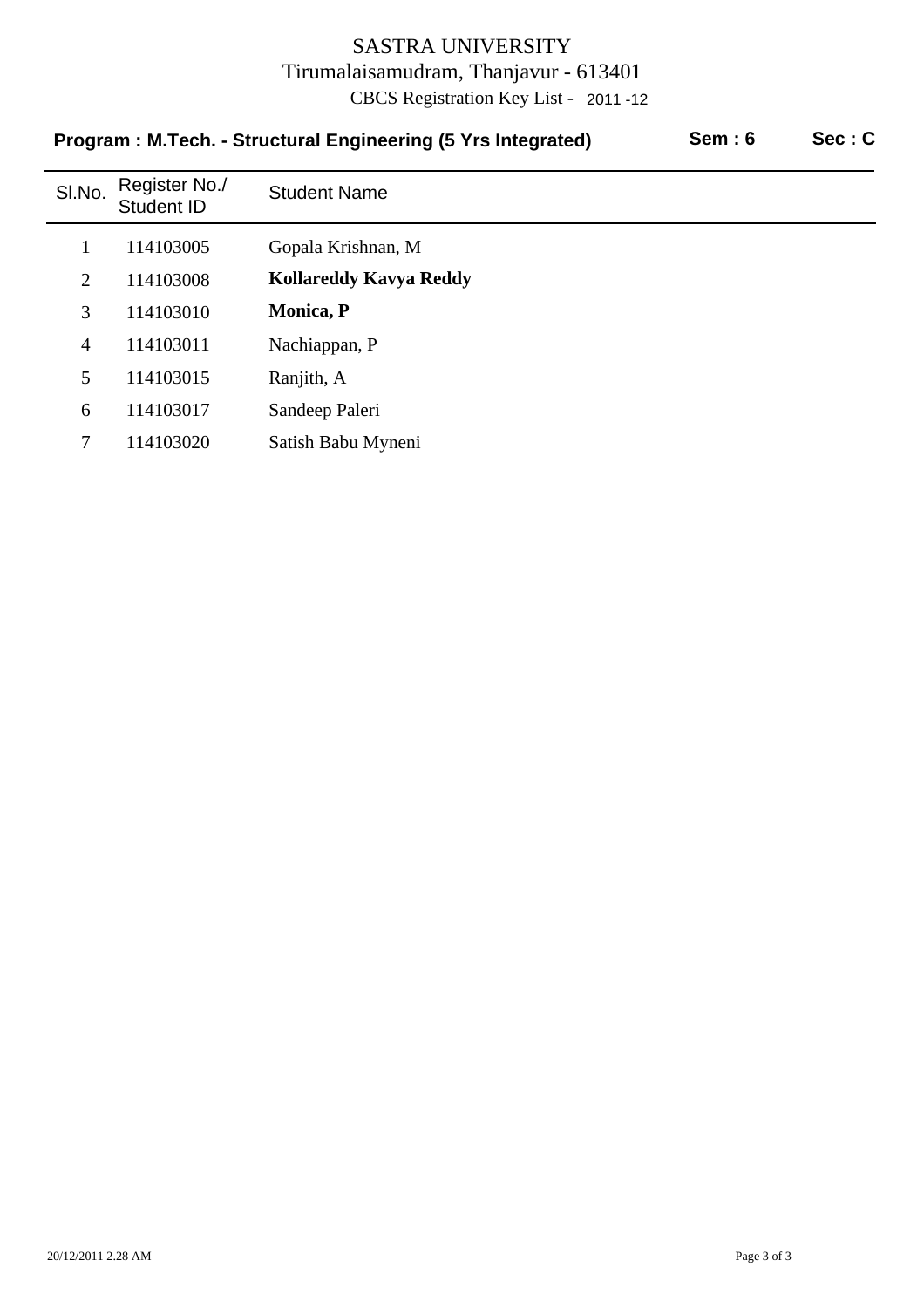# SASTRA UNIVERSITY

Tirumalaisamudram, Thanjavur - 613401

CBCS Registration Key List - 2011 -12

**Program : M.Tech. - Structural Engineering (5 Yrs Integrated)** **Sem : 6** **Sec : C**

| Sl.No. | Register No./ Student ID | Student Name |
|---|---|---|
| 1 | 114103005 | Gopala Krishnan, M |
| 2 | 114103008 | **Kollareddy Kavya Reddy** |
| 3 | 114103010 | **Monica, P** |
| 4 | 114103011 | Nachiappan, P |
| 5 | 114103015 | Ranjith, A |
| 6 | 114103017 | Sandeep Paleri |
| 7 | 114103020 | Satish Babu Myneni |

20/12/2011 2.28 AM